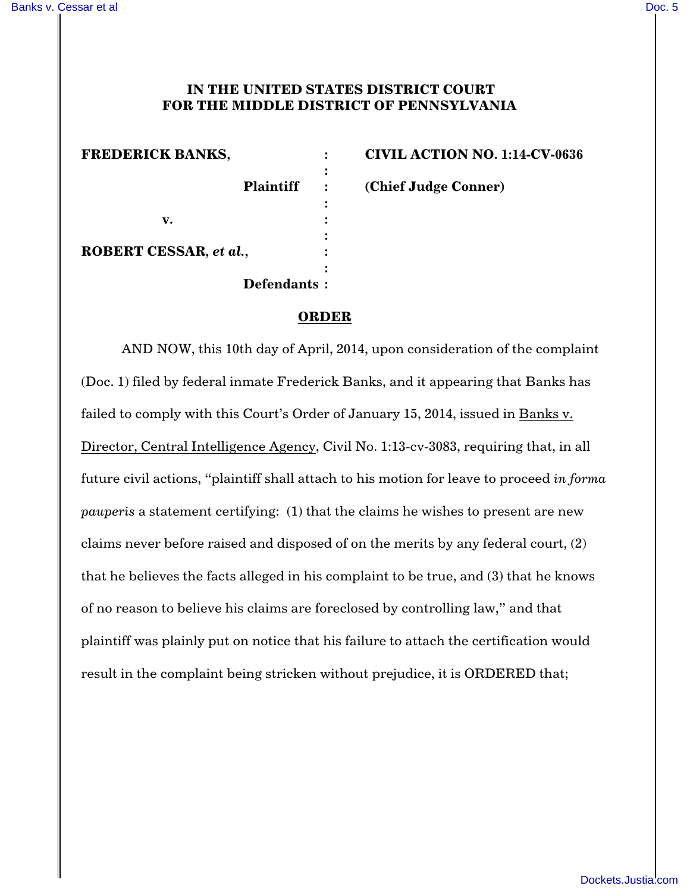**IN THE UNITED STATES DISTRICT COURT**
**FOR THE MIDDLE DISTRICT OF PENNSYLVANIA**

| | | |
|---|---|---|
| **FREDERICK BANKS,** | : | **CIVIL ACTION NO. 1:14-CV-0636** |
| **Plaintiff** | : | **(Chief Judge Conner)** |
| **v.** | : | |
| **ROBERT CESSAR,** ***et al.*****,** | : | |
| **Defendants** | : | |

**ORDER**

AND NOW, this 10th day of April, 2014, upon consideration of the complaint (Doc. 1) filed by federal inmate Frederick Banks, and it appearing that Banks has failed to comply with this Court's Order of January 15, 2014, issued in Banks v. Director, Central Intelligence Agency, Civil No. 1:13-cv-3083, requiring that, in all future civil actions, "plaintiff shall attach to his motion for leave to proceed *in forma pauperis* a statement certifying: (1) that the claims he wishes to present are new claims never before raised and disposed of on the merits by any federal court, (2) that he believes the facts alleged in his complaint to be true, and (3) that he knows of no reason to believe his claims are foreclosed by controlling law," and that plaintiff was plainly put on notice that his failure to attach the certification would result in the complaint being stricken without prejudice, it is ORDERED that;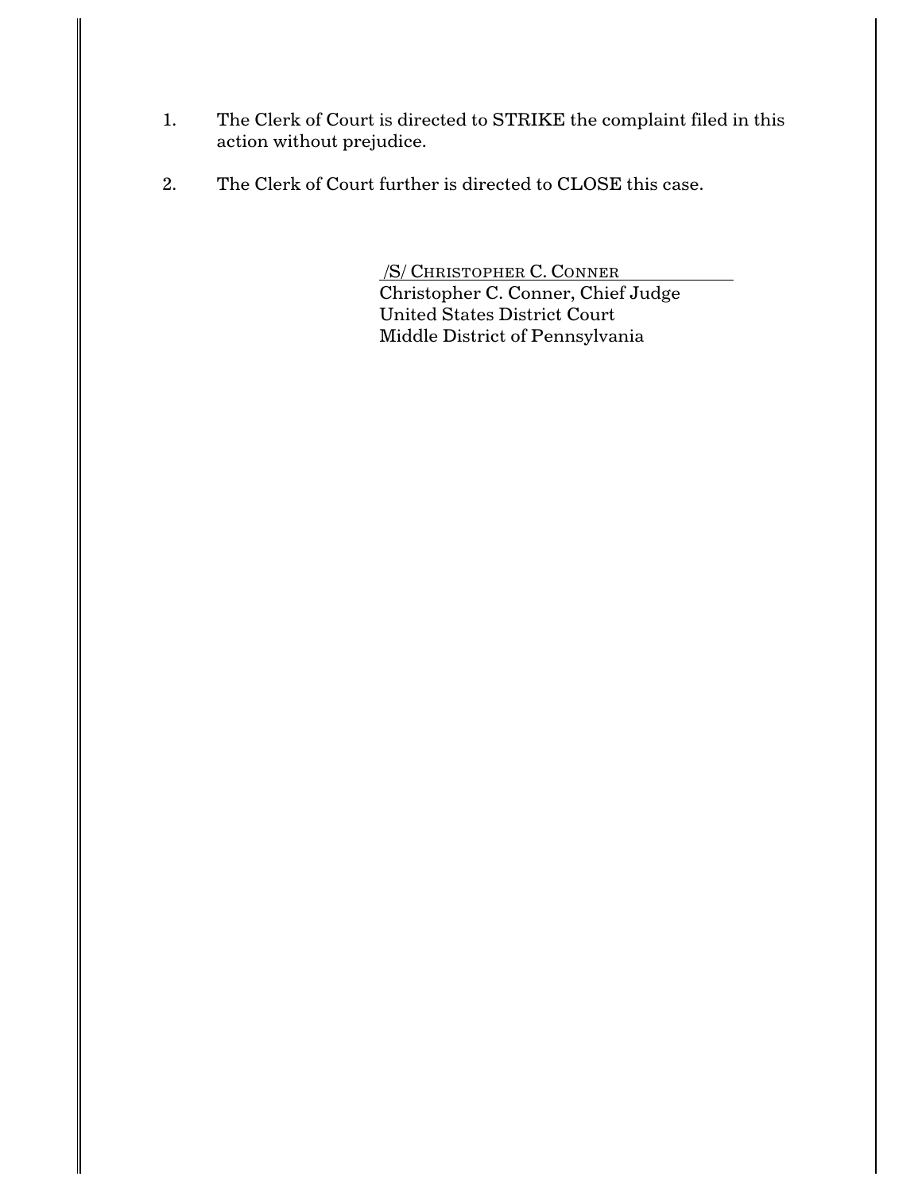1. The Clerk of Court is directed to STRIKE the complaint filed in this action without prejudice.

2. The Clerk of Court further is directed to CLOSE this case.

/S/ CHRISTOPHER C. CONNER
Christopher C. Conner, Chief Judge
United States District Court
Middle District of Pennsylvania